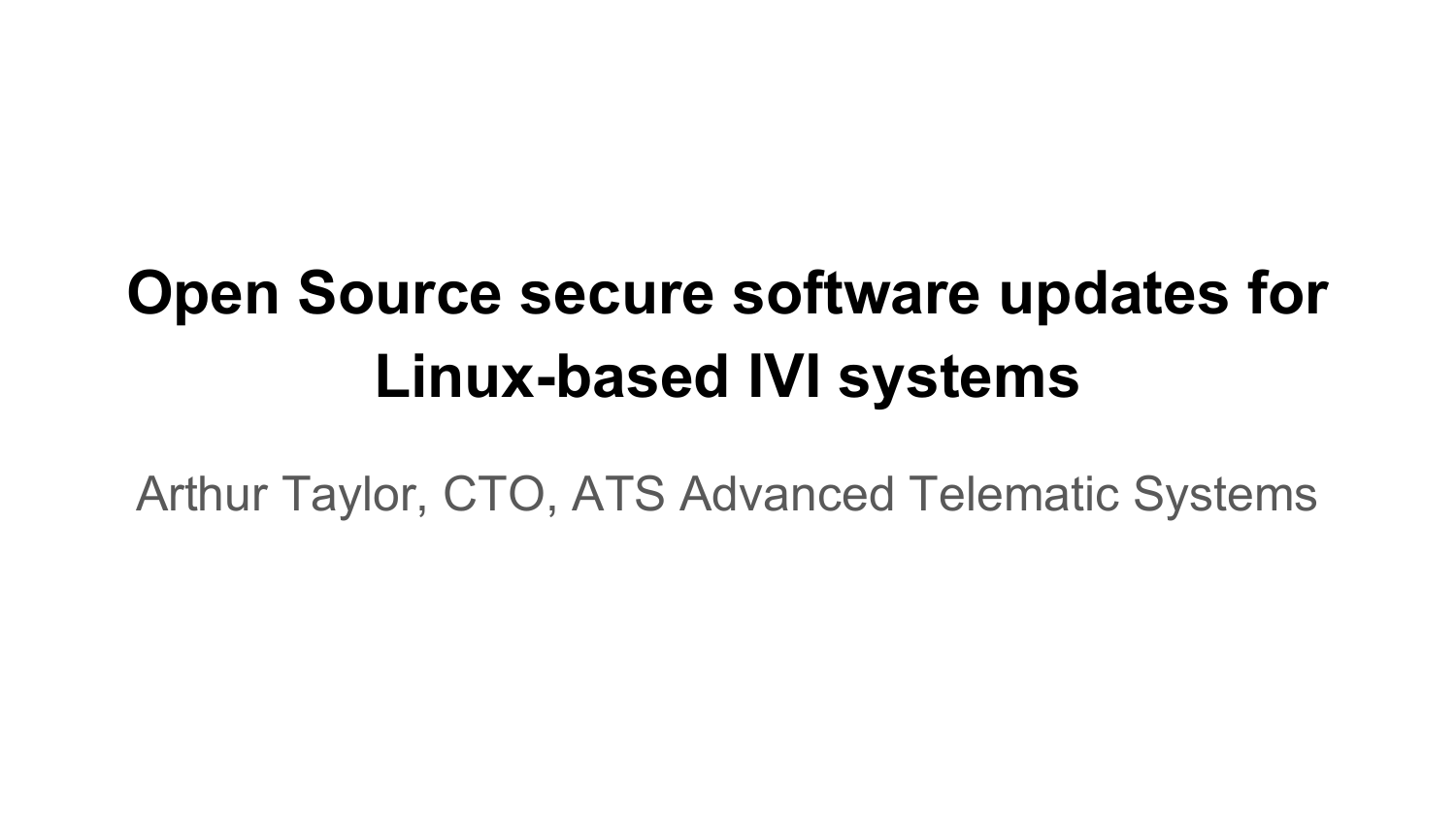# Open Source secure software updates for Linux-based IVI systems

Arthur Taylor, CTO, ATS Advanced Telematic Systems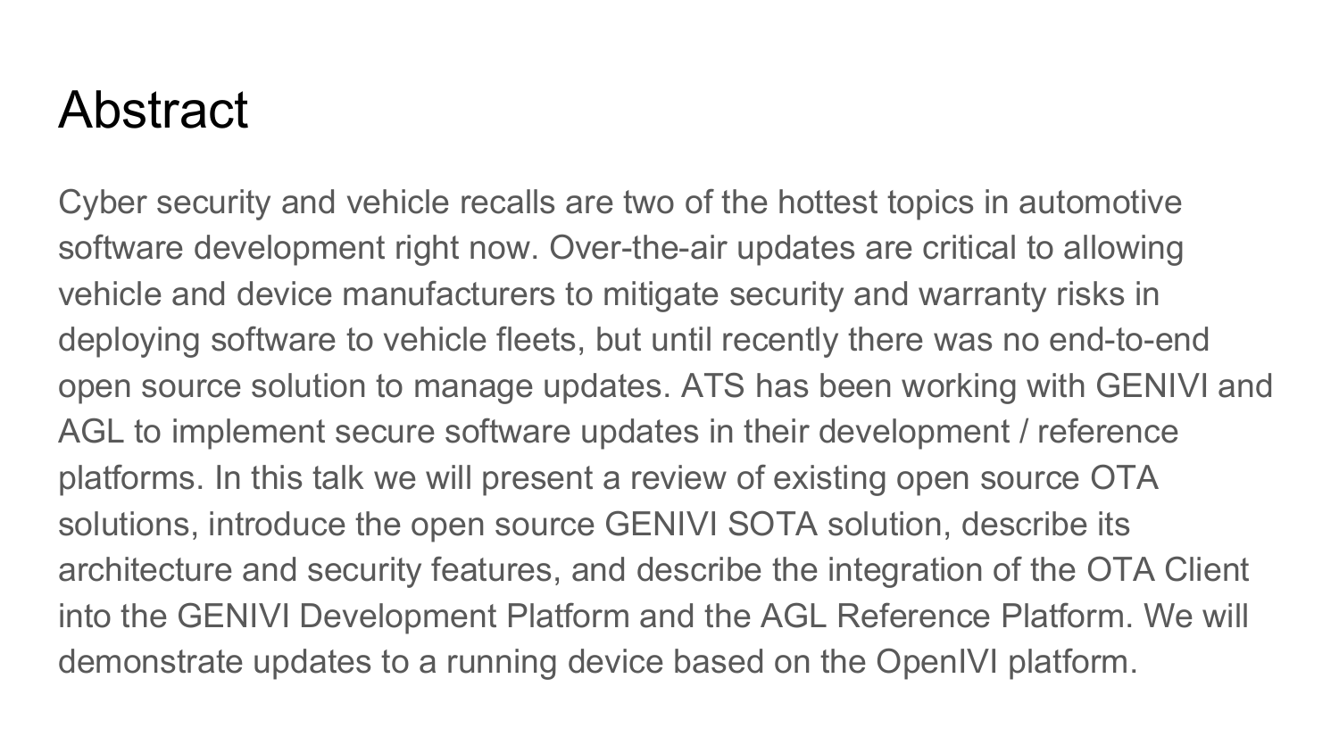# Abstract

Cyber security and vehicle recalls are two of the hottest topics in automotive software development right now. Over-the-air updates are critical to allowing vehicle and device manufacturers to mitigate security and warranty risks in deploying software to vehicle fleets, but until recently there was no end-to-end open source solution to manage updates. ATS has been working with GENIVI and AGL to implement secure software updates in their development / reference platforms. In this talk we will present a review of existing open source OTA solutions, introduce the open source GENIVI SOTA solution, describe its architecture and security features, and describe the integration of the OTA Client into the GENIVI Development Platform and the AGL Reference Platform. We will demonstrate updates to a running device based on the OpenIVI platform.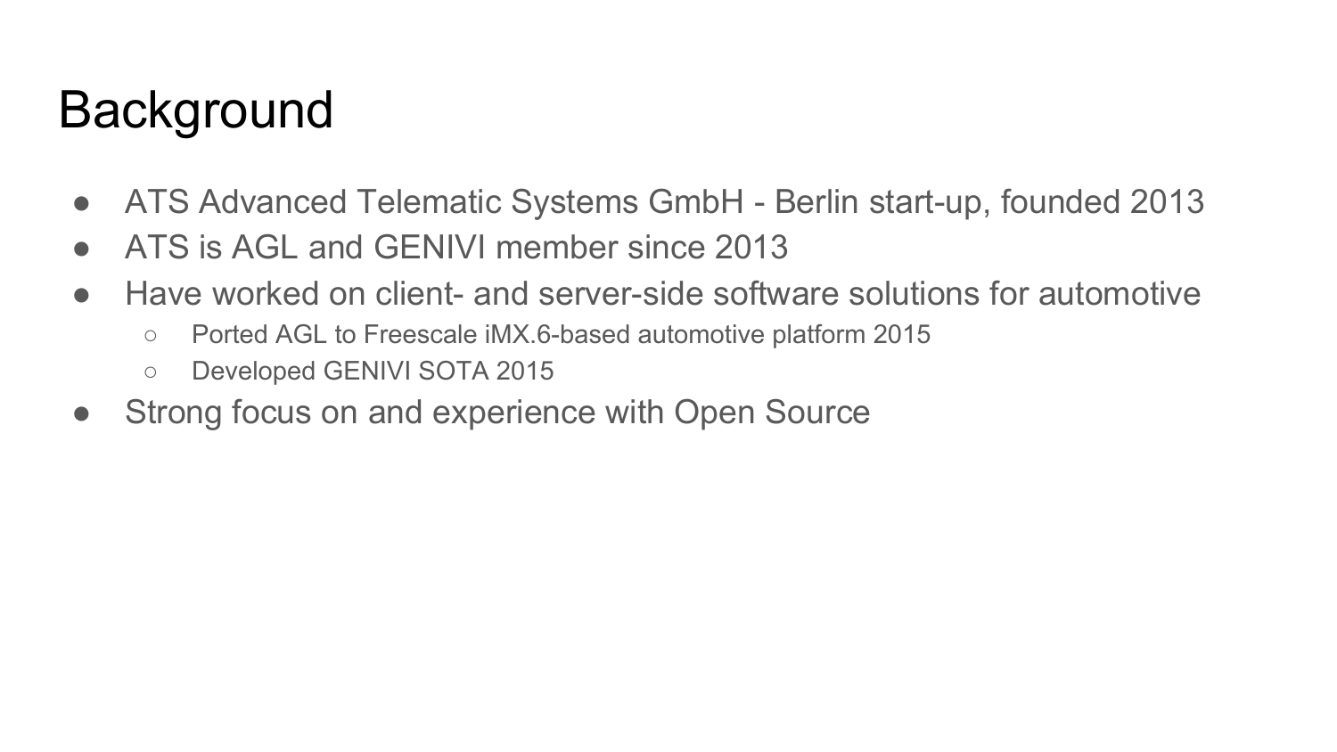# Background

- ATS Advanced Telematic Systems GmbH - Berlin start-up, founded 2013
- ATS is AGL and GENIVI member since 2013
- Have worked on client- and server-side software solutions for automotive
    - Ported AGL to Freescale iMX.6-based automotive platform 2015
    - Developed GENIVI SOTA 2015
- Strong focus on and experience with Open Source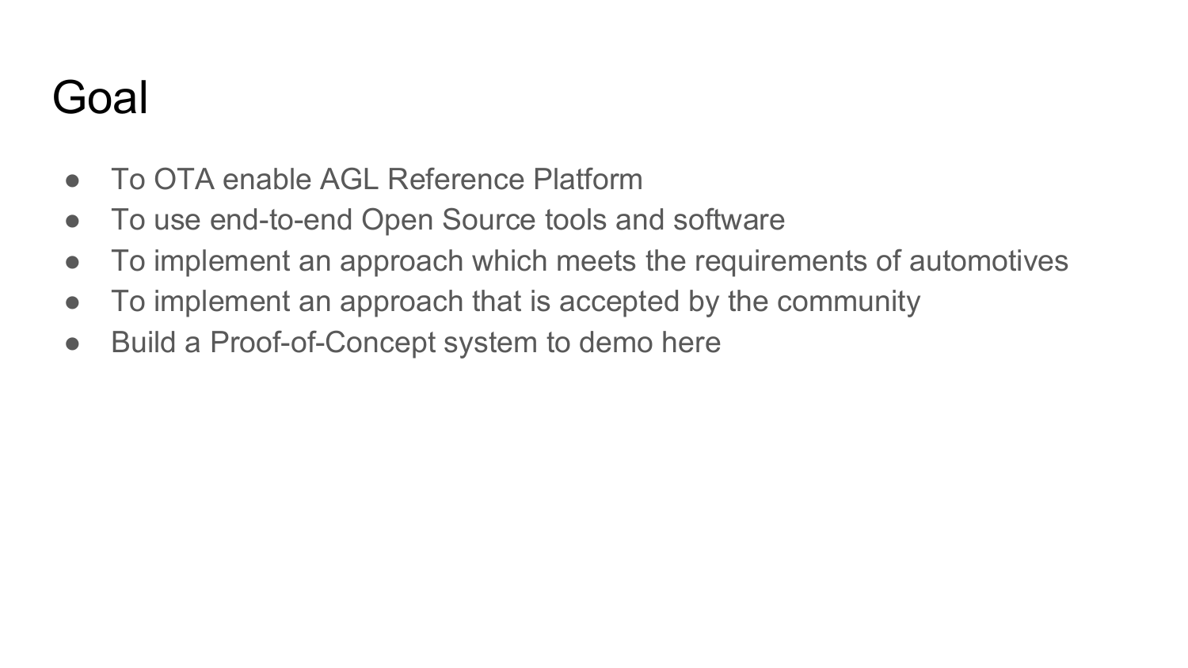# Goal

- To OTA enable AGL Reference Platform
- To use end-to-end Open Source tools and software
- To implement an approach which meets the requirements of automotives
- To implement an approach that is accepted by the community
- Build a Proof-of-Concept system to demo here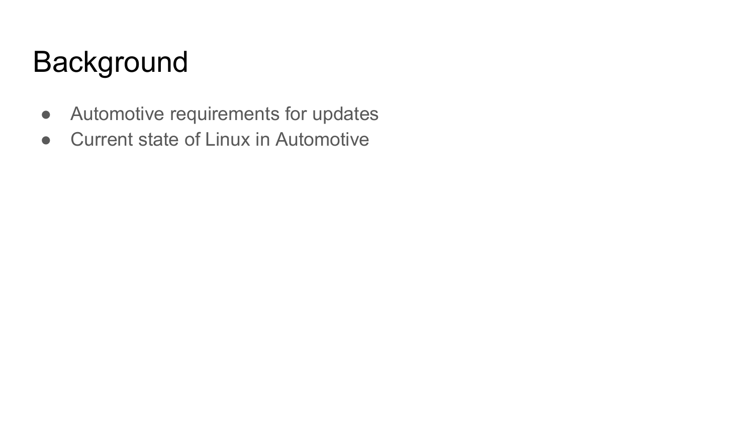# Background

- Automotive requirements for updates
- Current state of Linux in Automotive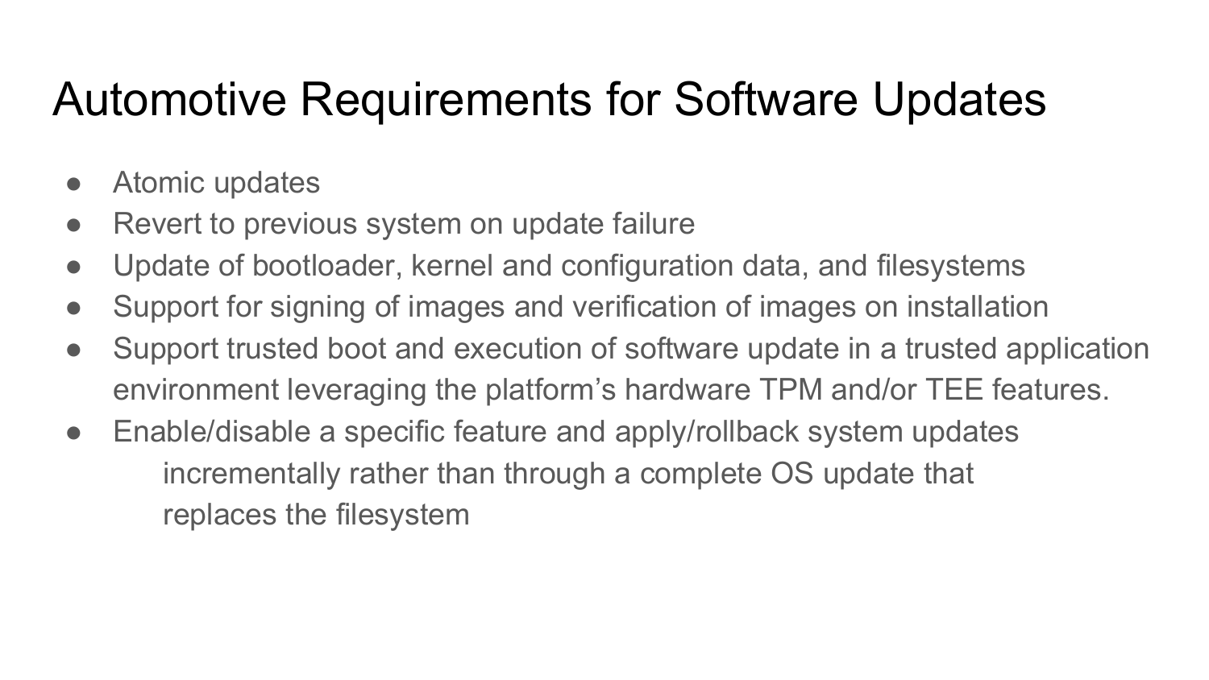# Automotive Requirements for Software Updates

- Atomic updates
- Revert to previous system on update failure
- Update of bootloader, kernel and configuration data, and filesystems
- Support for signing of images and verification of images on installation
- Support trusted boot and execution of software update in a trusted application environment leveraging the platform's hardware TPM and/or TEE features.
- Enable/disable a specific feature and apply/rollback system updates incrementally rather than through a complete OS update that replaces the filesystem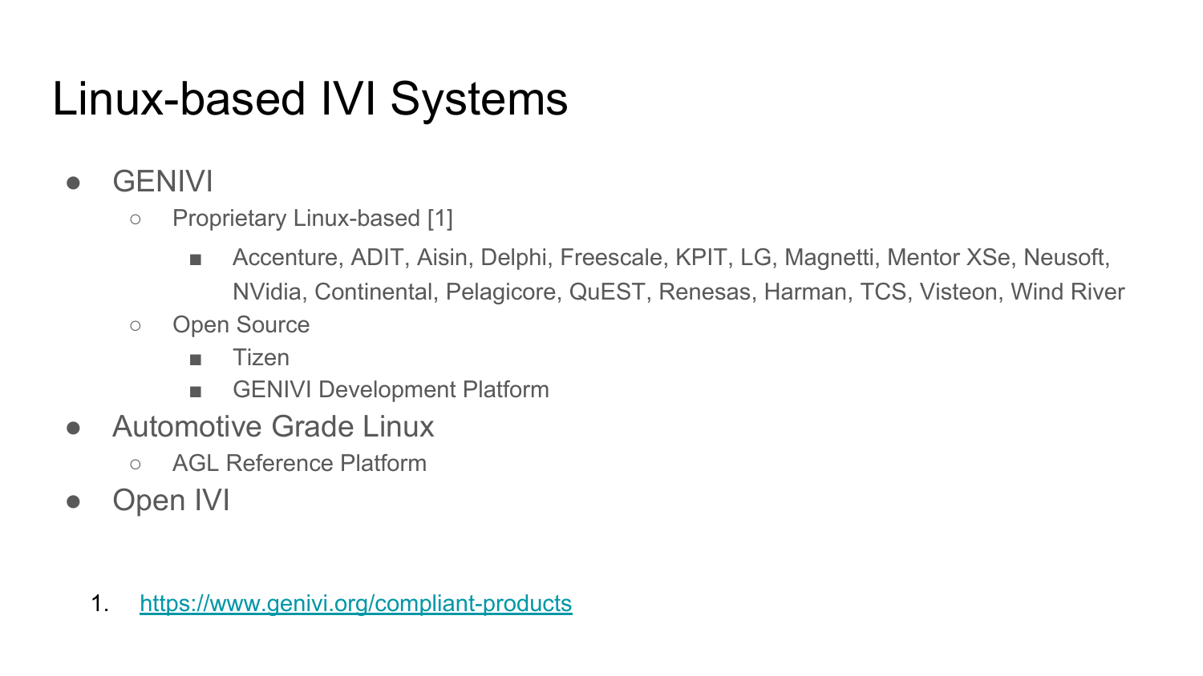# Linux-based IVI Systems

- GENIVI
  - Proprietary Linux-based [1]
    - Accenture, ADIT, Aisin, Delphi, Freescale, KPIT, LG, Magnetti, Mentor XSe, Neusoft, NVidia, Continental, Pelagicore, QuEST, Renesas, Harman, TCS, Visteon, Wind River
  - Open Source
    - Tizen
    - GENIVI Development Platform
- Automotive Grade Linux
  - AGL Reference Platform
- Open IVI

1. https://www.genivi.org/compliant-products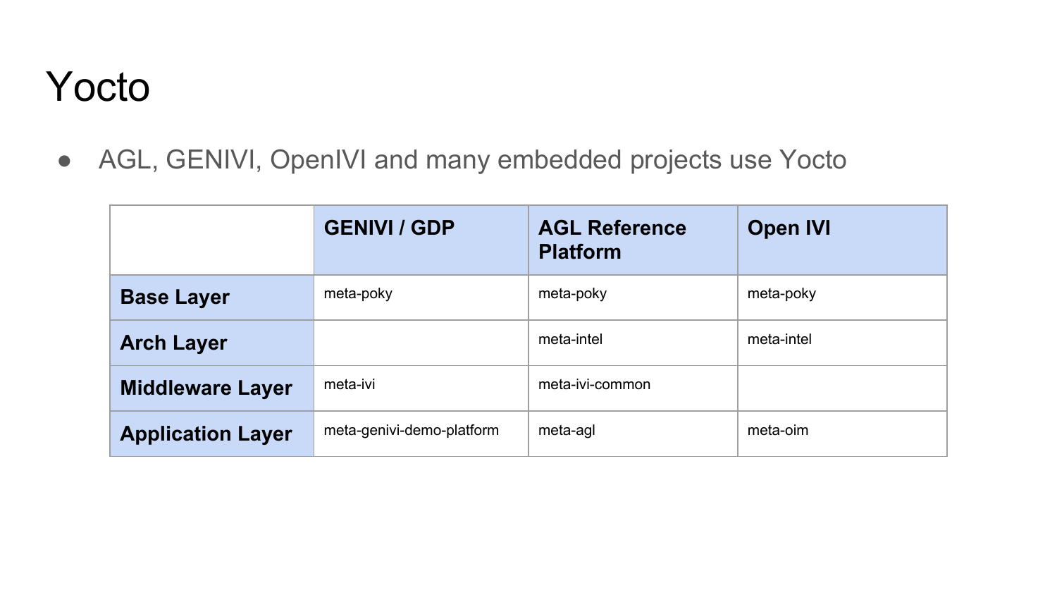# Yocto

- AGL, GENIVI, OpenIVI and many embedded projects use Yocto

| | GENIVI / GDP | AGL Reference Platform | Open IVI |
|---|---|---|---|
| **Base Layer** | meta-poky | meta-poky | meta-poky |
| **Arch Layer** | | meta-intel | meta-intel |
| **Middleware Layer** | meta-ivi | meta-ivi-common | |
| **Application Layer** | meta-genivi-demo-platform | meta-agl | meta-oim |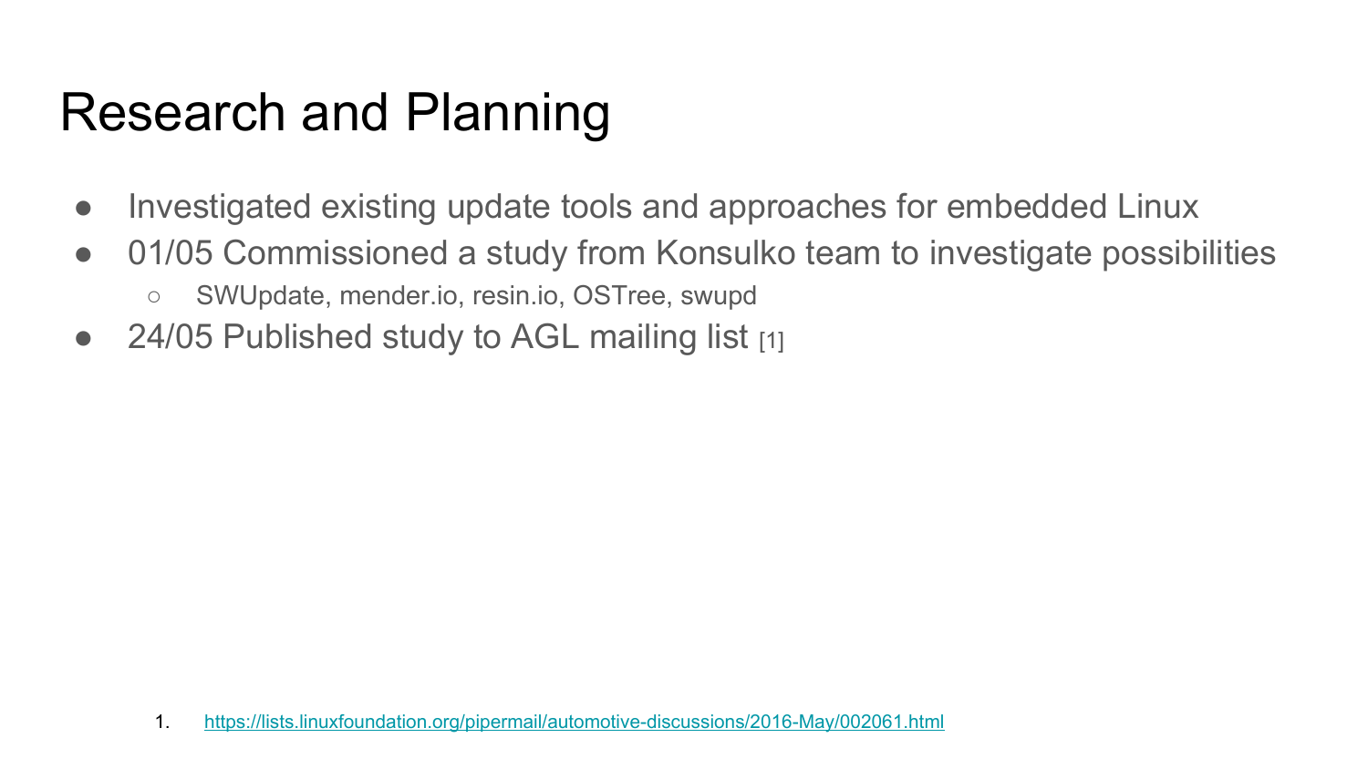# Research and Planning

- Investigated existing update tools and approaches for embedded Linux
- 01/05 Commissioned a study from Konsulko team to investigate possibilities
  - SWUpdate, mender.io, resin.io, OSTree, swupd
- 24/05 Published study to AGL mailing list [1]

1. https://lists.linuxfoundation.org/pipermail/automotive-discussions/2016-May/002061.html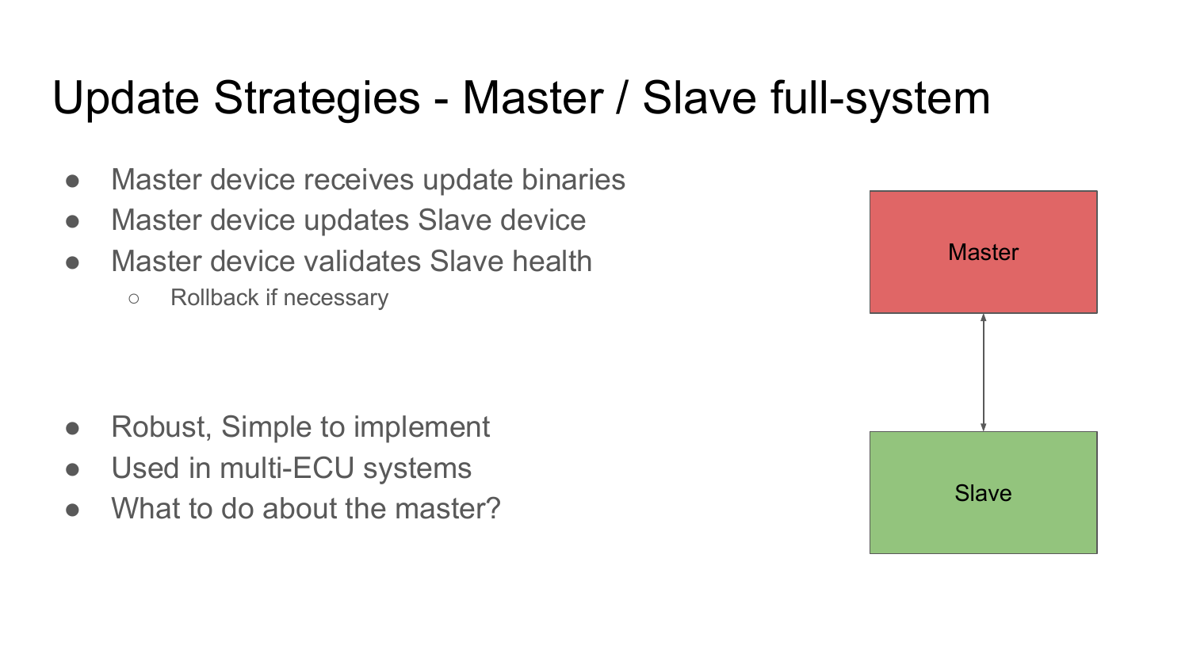# Update Strategies - Master / Slave full-system

- Master device receives update binaries
- Master device updates Slave device
- Master device validates Slave health
  - Rollback if necessary

- Robust, Simple to implement
- Used in multi-ECU systems
- What to do about the master?

Master

Slave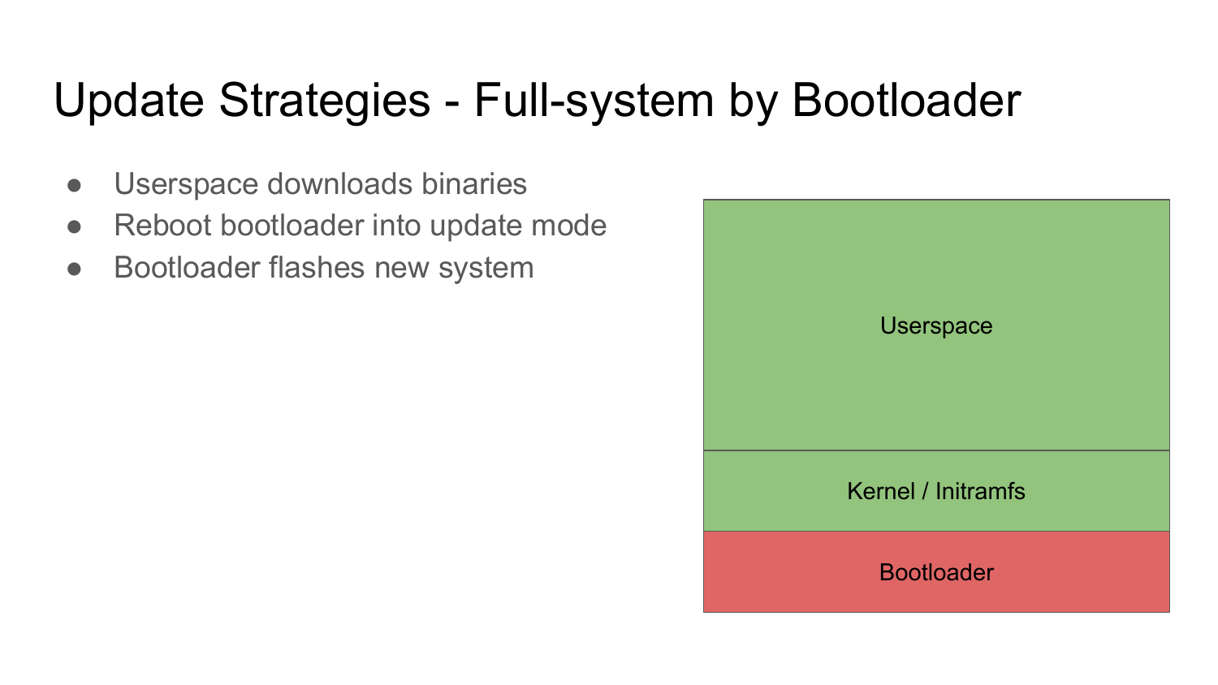# Update Strategies - Full-system by Bootloader

- Userspace downloads binaries
- Reboot bootloader into update mode
- Bootloader flashes new system

Userspace

Kernel / Initramfs

Bootloader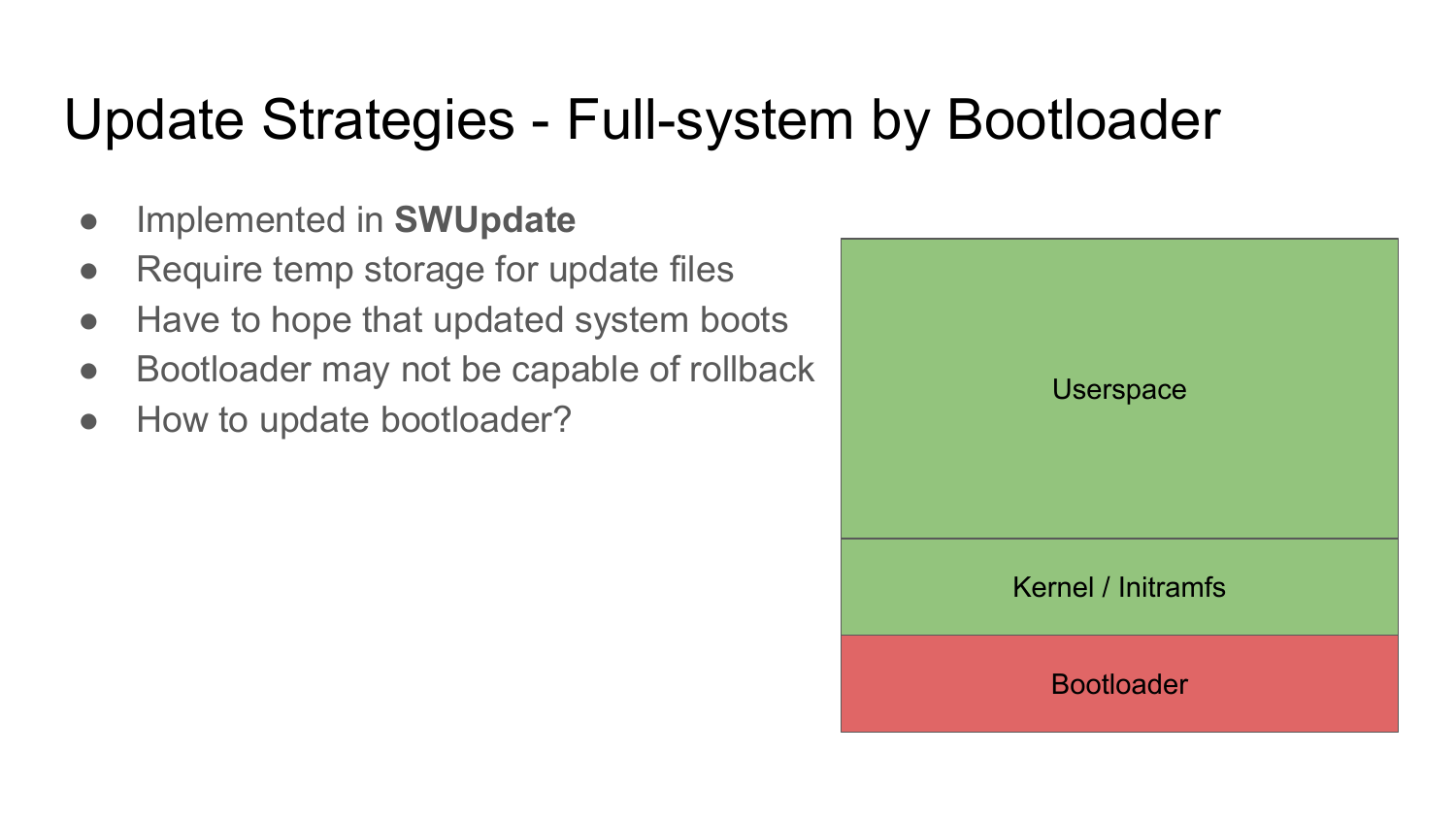# Update Strategies - Full-system by Bootloader

- Implemented in **SWUpdate**
- Require temp storage for update files
- Have to hope that updated system boots
- Bootloader may not be capable of rollback
- How to update bootloader?

| |
|---|
| Userspace |
| Kernel / Initramfs |
| Bootloader |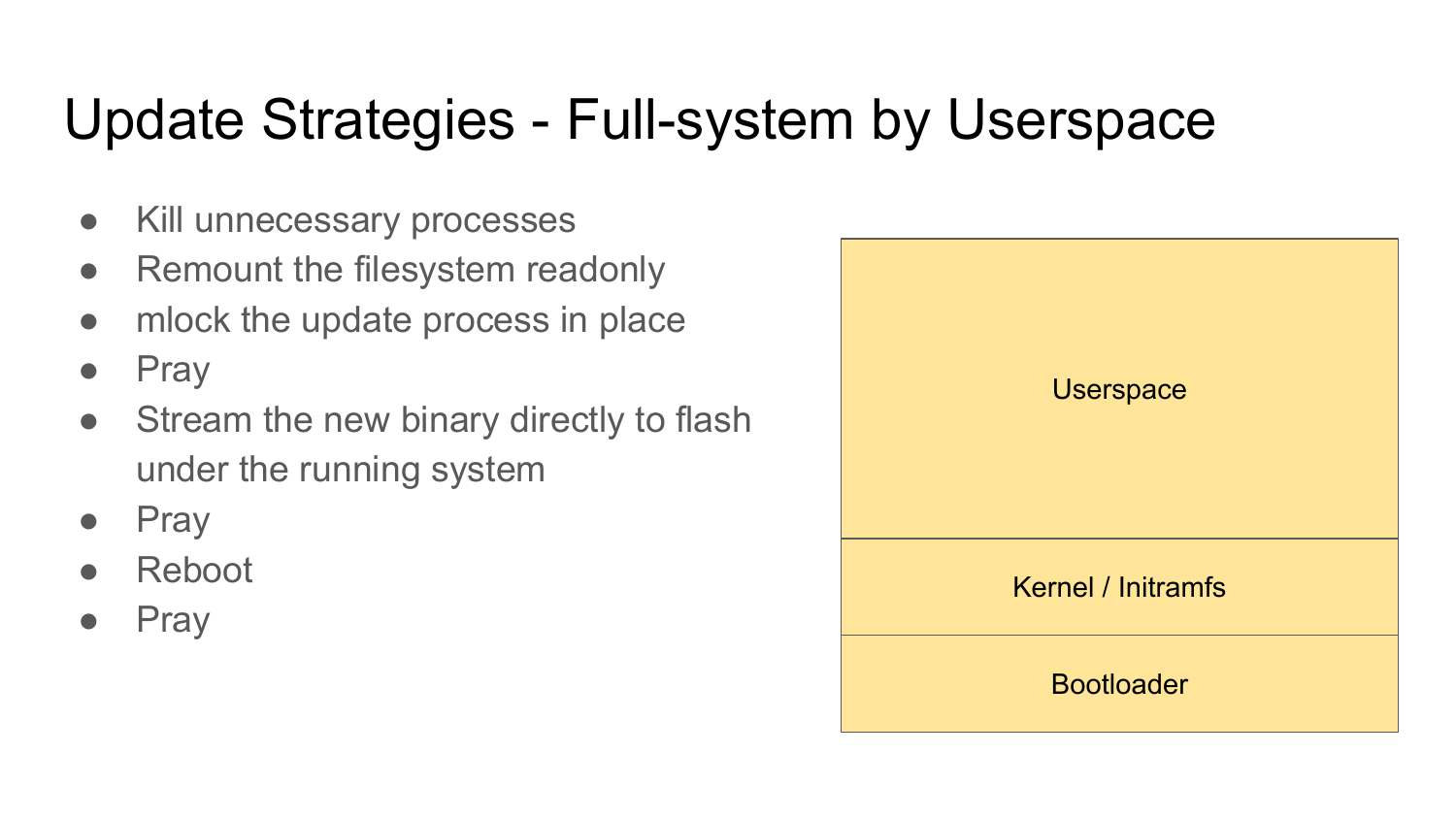# Update Strategies - Full-system by Userspace

- Kill unnecessary processes
- Remount the filesystem readonly
- mlock the update process in place
- Pray
- Stream the new binary directly to flash under the running system
- Pray
- Reboot
- Pray

| Userspace |
| --- |
| Kernel / Initramfs |
| Bootloader |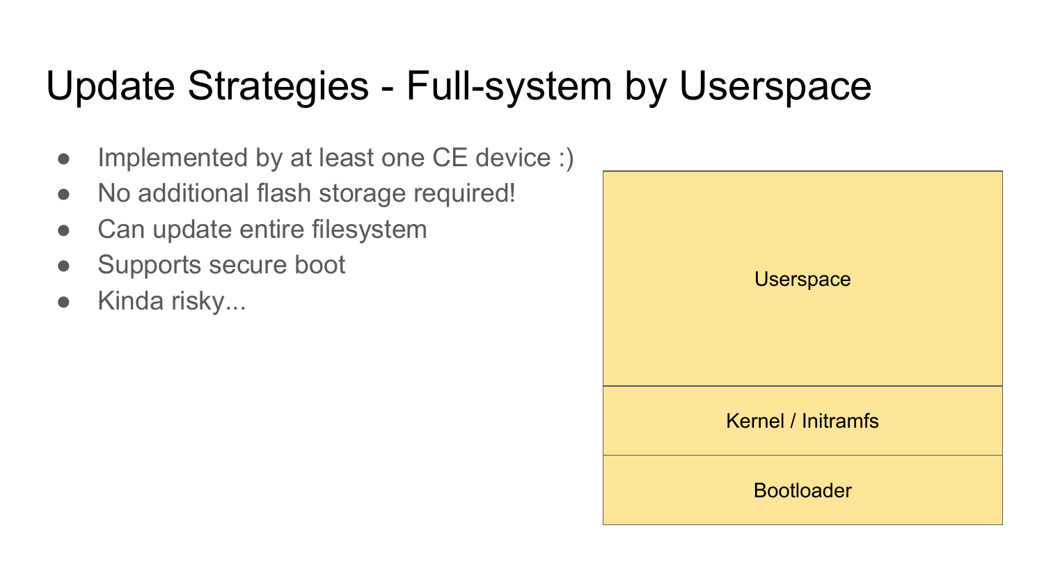# Update Strategies - Full-system by Userspace

- Implemented by at least one CE device :)
- No additional flash storage required!
- Can update entire filesystem
- Supports secure boot
- Kinda risky...

| Userspace |
| --- |
| Kernel / Initramfs |
| Bootloader |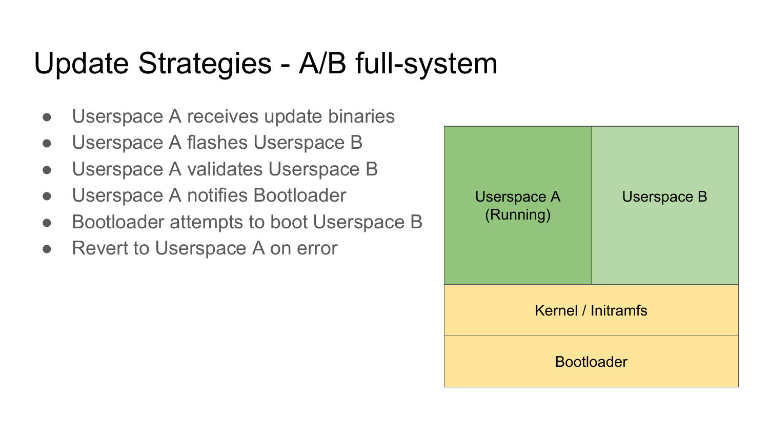# Update Strategies - A/B full-system

- Userspace A receives update binaries
- Userspace A flashes Userspace B
- Userspace A validates Userspace B
- Userspace A notifies Bootloader
- Bootloader attempts to boot Userspace B
- Revert to Userspace A on error

| Userspace A (Running) | Userspace B |
|---|---|
| Kernel / Initramfs | |
| Bootloader | |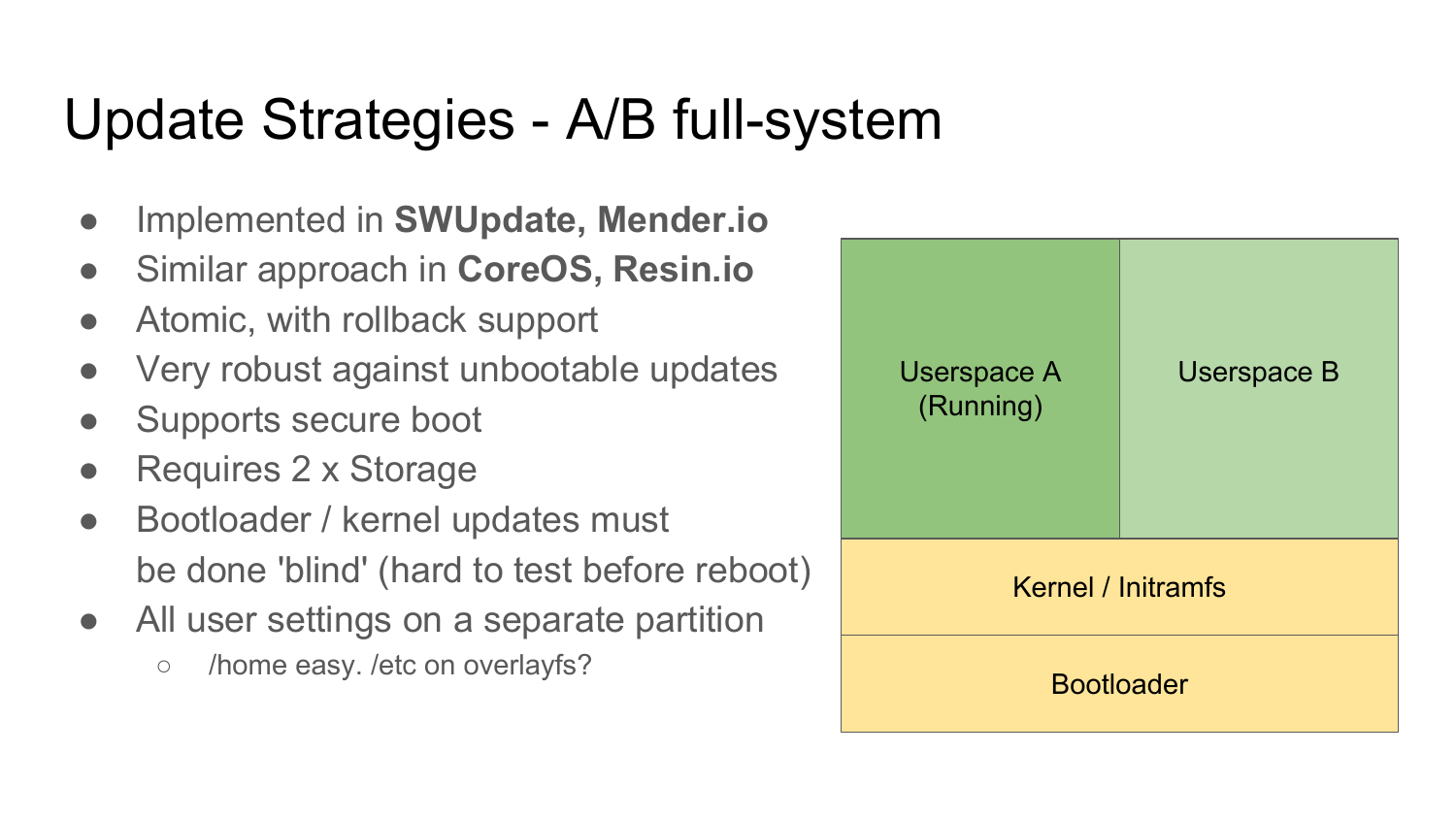# Update Strategies - A/B full-system

- Implemented in **SWUpdate, Mender.io**
- Similar approach in **CoreOS, Resin.io**
- Atomic, with rollback support
- Very robust against unbootable updates
- Supports secure boot
- Requires 2 x Storage
- Bootloader / kernel updates must be done 'blind' (hard to test before reboot)
- All user settings on a separate partition
  - /home easy. /etc on overlayfs?

| Userspace A (Running) | Userspace B |
| --- | --- |
| Kernel / Initramfs | |
| Bootloader | |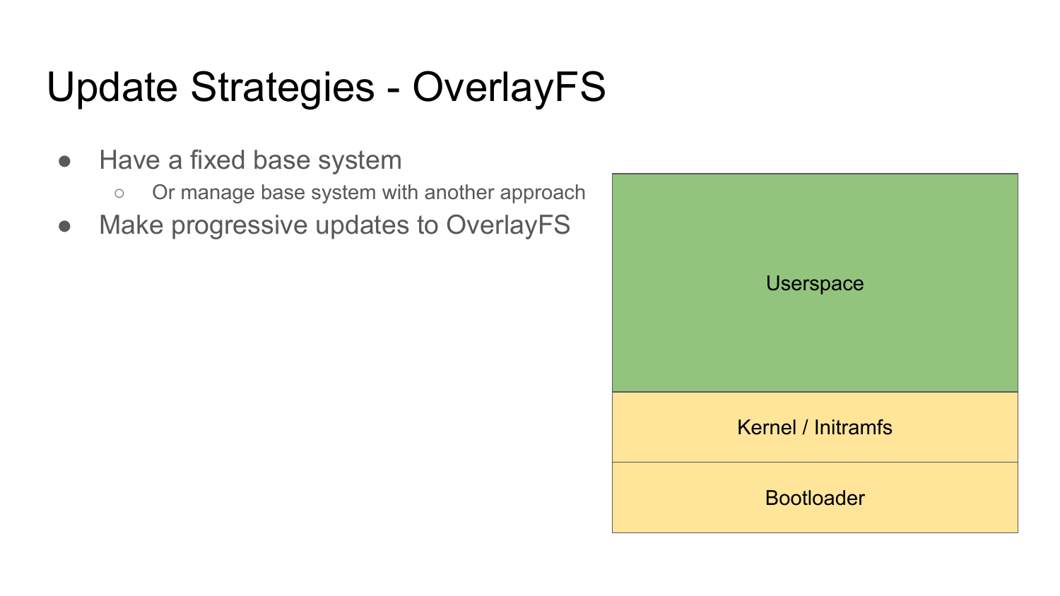# Update Strategies - OverlayFS

- Have a fixed base system
  - Or manage base system with another approach
- Make progressive updates to OverlayFS

| |
|---|
| Userspace |
| Kernel / Initramfs |
| Bootloader |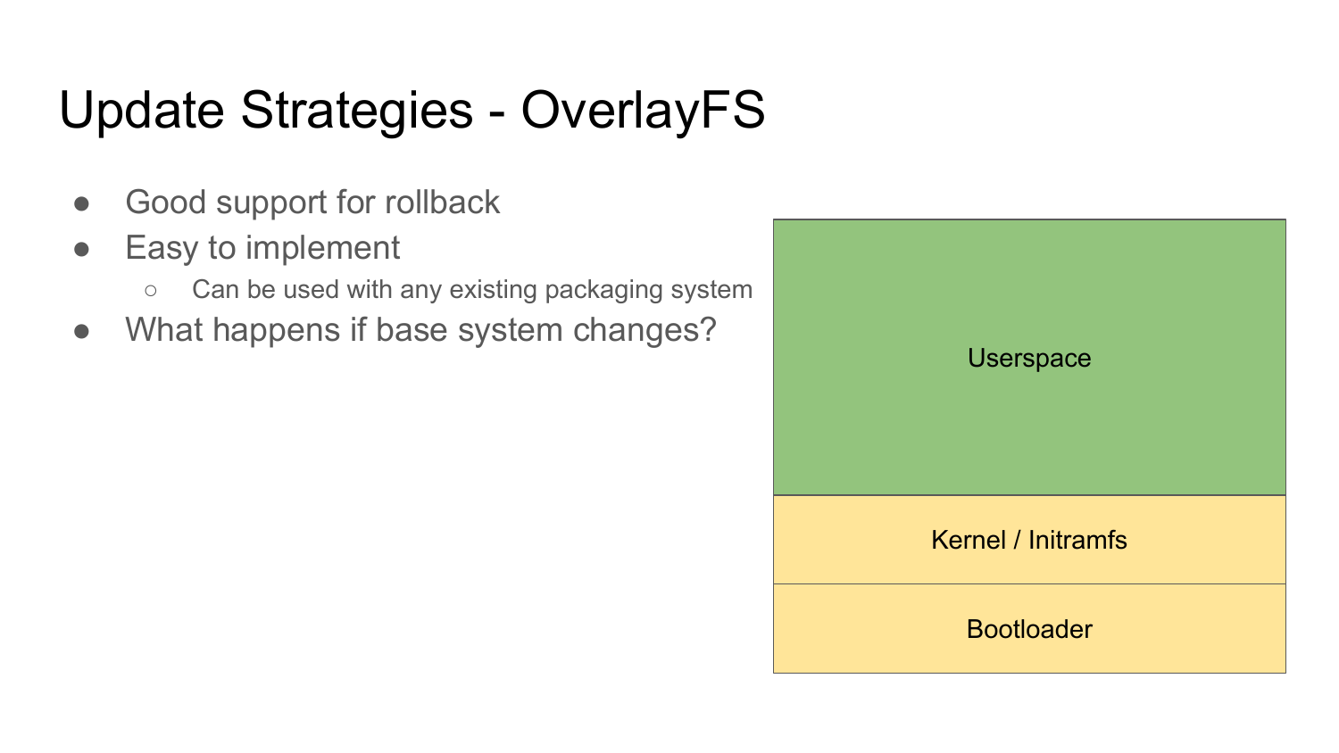# Update Strategies - OverlayFS

- Good support for rollback
- Easy to implement
  - Can be used with any existing packaging system
- What happens if base system changes?

Userspace

Kernel / Initramfs

Bootloader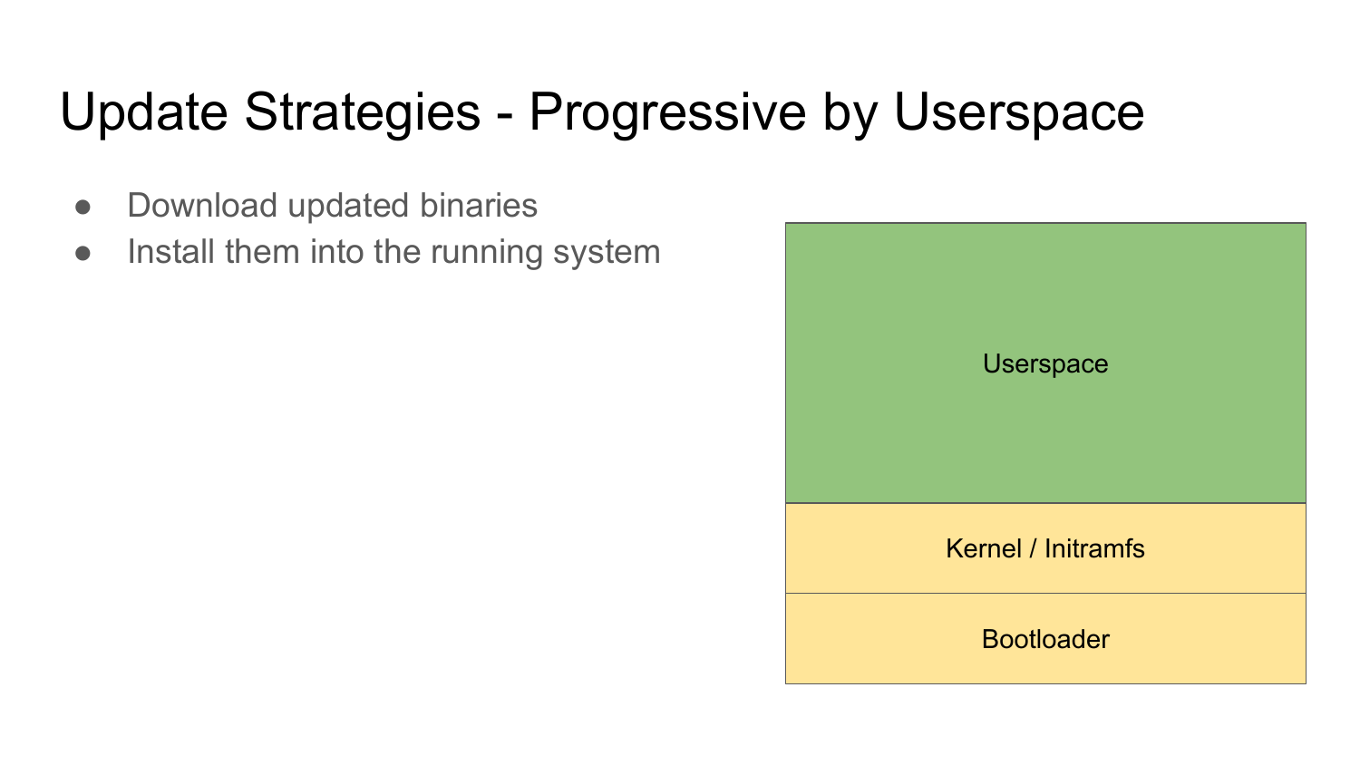# Update Strategies - Progressive by Userspace

- Download updated binaries
- Install them into the running system

Userspace

Kernel / Initramfs

Bootloader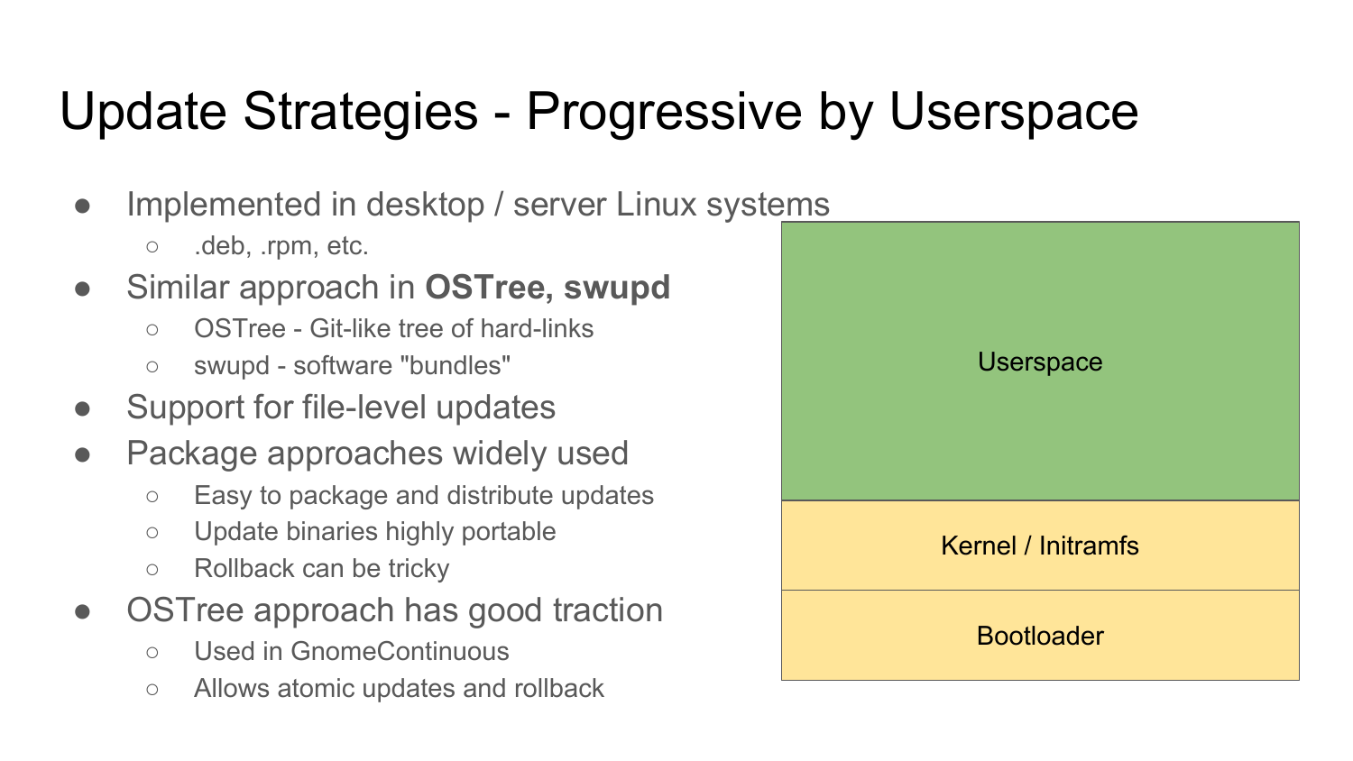# Update Strategies - Progressive by Userspace

- Implemented in desktop / server Linux systems
  - .deb, .rpm, etc.
- Similar approach in **OSTree, swupd**
  - OSTree - Git-like tree of hard-links
  - swupd - software "bundles"
- Support for file-level updates
- Package approaches widely used
  - Easy to package and distribute updates
  - Update binaries highly portable
  - Rollback can be tricky
- OSTree approach has good traction
  - Used in GnomeContinuous
  - Allows atomic updates and rollback

| Userspace |
| --- |
| Kernel / Initramfs |
| Bootloader |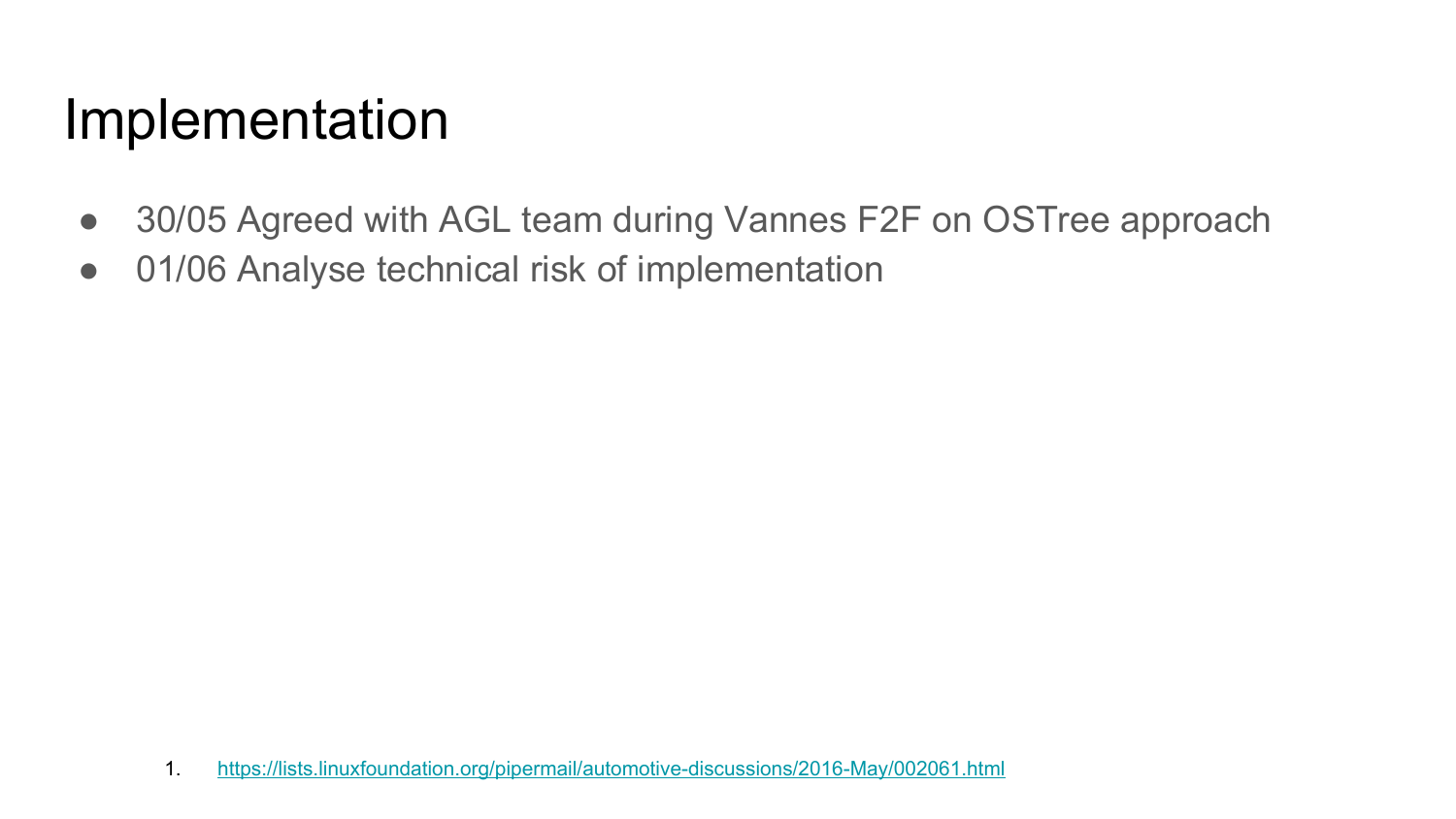# Implementation

- 30/05 Agreed with AGL team during Vannes F2F on OSTree approach
- 01/06 Analyse technical risk of implementation

1. https://lists.linuxfoundation.org/pipermail/automotive-discussions/2016-May/002061.html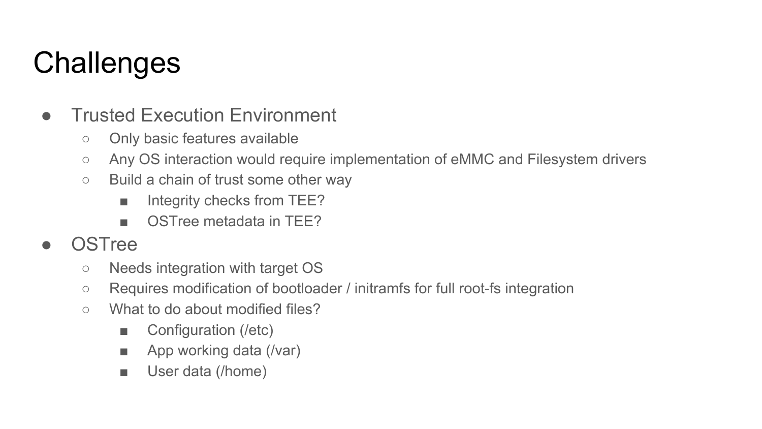# Challenges

- Trusted Execution Environment
  - Only basic features available
  - Any OS interaction would require implementation of eMMC and Filesystem drivers
  - Build a chain of trust some other way
    - Integrity checks from TEE?
    - OSTree metadata in TEE?
- OSTree
  - Needs integration with target OS
  - Requires modification of bootloader / initramfs for full root-fs integration
  - What to do about modified files?
    - Configuration (/etc)
    - App working data (/var)
    - User data (/home)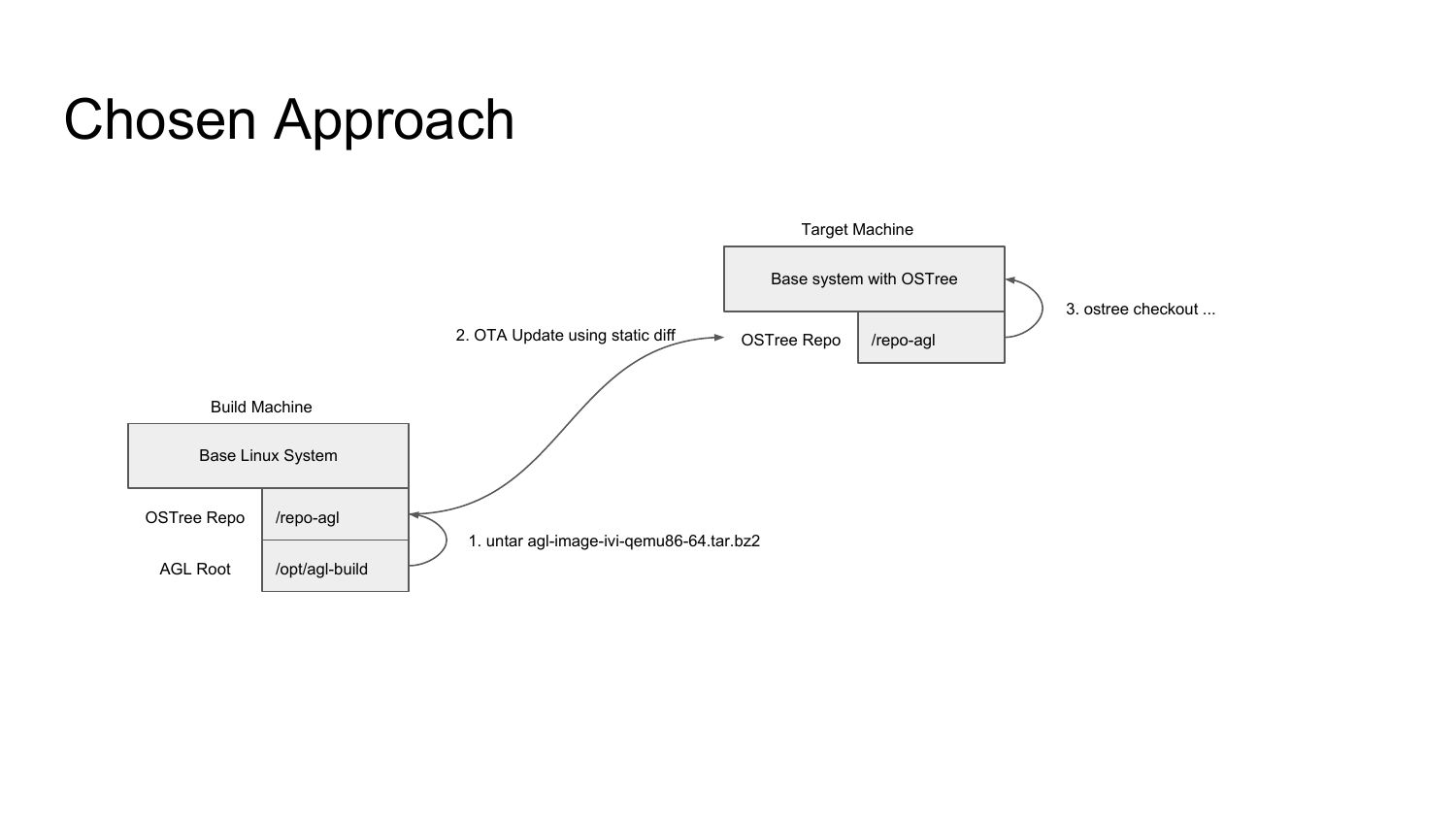# Chosen Approach

Target Machine

Base system with OSTree

OSTree Repo

/repo-agl

3. ostree checkout ...

2. OTA Update using static diff

Build Machine

Base Linux System

OSTree Repo

/repo-agl

AGL Root

/opt/agl-build

1. untar agl-image-ivi-qemu86-64.tar.bz2